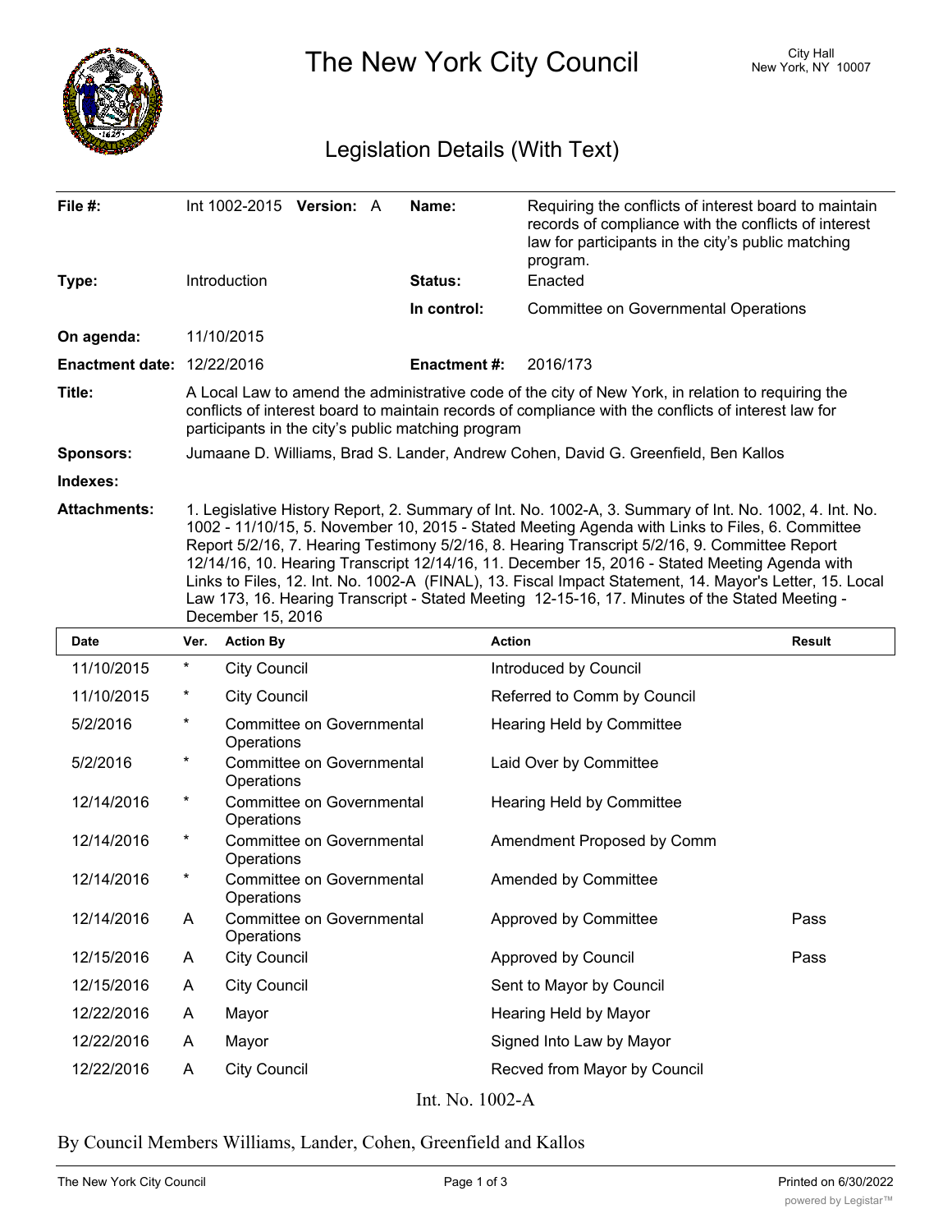# The New York City Council

City Hall
New York, NY 10007

## Legislation Details (With Text)

| | | | |
|---|---|---|---|
| **File #:** | Int 1002-2015 **Version:** A | **Name:** | Requiring the conflicts of interest board to maintain records of compliance with the conflicts of interest law for participants in the city's public matching program. |
| **Type:** | Introduction | **Status:** | Enacted |
| | | **In control:** | Committee on Governmental Operations |
| **On agenda:** | 11/10/2015 | | |
| **Enactment date:** | 12/22/2016 | **Enactment #:** | 2016/173 |

**Title:** A Local Law to amend the administrative code of the city of New York, in relation to requiring the conflicts of interest board to maintain records of compliance with the conflicts of interest law for participants in the city's public matching program

**Sponsors:** Jumaane D. Williams, Brad S. Lander, Andrew Cohen, David G. Greenfield, Ben Kallos

**Indexes:**

**Attachments:** 1. Legislative History Report, 2. Summary of Int. No. 1002-A, 3. Summary of Int. No. 1002, 4. Int. No. 1002 - 11/10/15, 5. November 10, 2015 - Stated Meeting Agenda with Links to Files, 6. Committee Report 5/2/16, 7. Hearing Testimony 5/2/16, 8. Hearing Transcript 5/2/16, 9. Committee Report 12/14/16, 10. Hearing Transcript 12/14/16, 11. December 15, 2016 - Stated Meeting Agenda with Links to Files, 12. Int. No. 1002-A (FINAL), 13. Fiscal Impact Statement, 14. Mayor's Letter, 15. Local Law 173, 16. Hearing Transcript - Stated Meeting 12-15-16, 17. Minutes of the Stated Meeting - December 15, 2016

| Date | Ver. | Action By | Action | Result |
|---|---|---|---|---|
| 11/10/2015 | * | City Council | Introduced by Council | |
| 11/10/2015 | * | City Council | Referred to Comm by Council | |
| 5/2/2016 | * | Committee on Governmental Operations | Hearing Held by Committee | |
| 5/2/2016 | * | Committee on Governmental Operations | Laid Over by Committee | |
| 12/14/2016 | * | Committee on Governmental Operations | Hearing Held by Committee | |
| 12/14/2016 | * | Committee on Governmental Operations | Amendment Proposed by Comm | |
| 12/14/2016 | * | Committee on Governmental Operations | Amended by Committee | |
| 12/14/2016 | A | Committee on Governmental Operations | Approved by Committee | Pass |
| 12/15/2016 | A | City Council | Approved by Council | Pass |
| 12/15/2016 | A | City Council | Sent to Mayor by Council | |
| 12/22/2016 | A | Mayor | Hearing Held by Mayor | |
| 12/22/2016 | A | Mayor | Signed Into Law by Mayor | |
| 12/22/2016 | A | City Council | Recved from Mayor by Council | |

Int. No. 1002-A

By Council Members Williams, Lander, Cohen, Greenfield and Kallos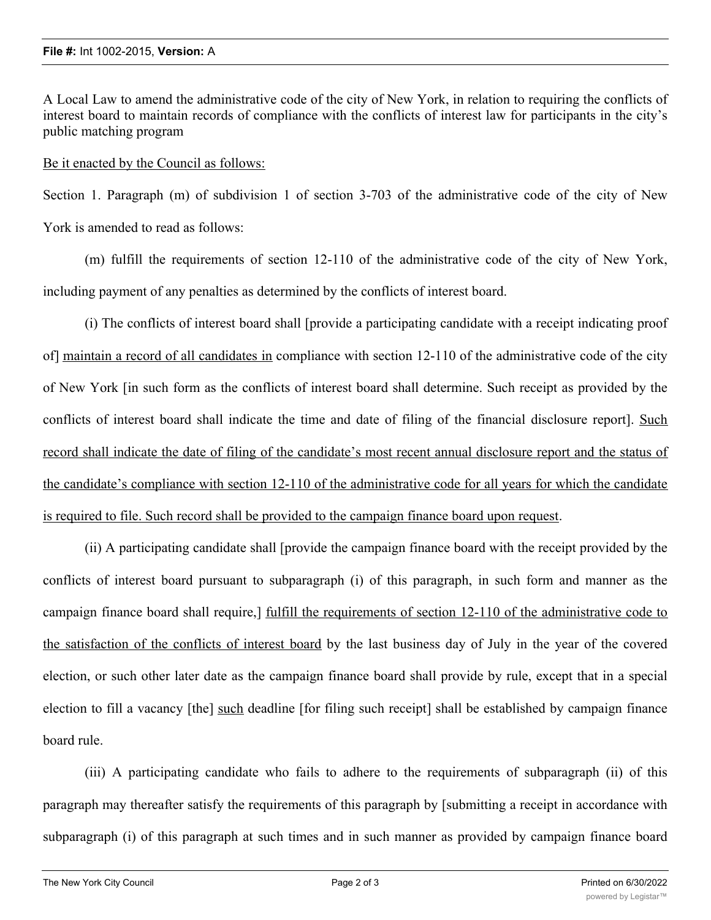**File #:** Int 1002-2015, **Version:** A

A Local Law to amend the administrative code of the city of New York, in relation to requiring the conflicts of interest board to maintain records of compliance with the conflicts of interest law for participants in the city's public matching program

<u>Be it enacted by the Council as follows:</u>

Section 1. Paragraph (m) of subdivision 1 of section 3-703 of the administrative code of the city of New York is amended to read as follows:

(m) fulfill the requirements of section 12-110 of the administrative code of the city of New York, including payment of any penalties as determined by the conflicts of interest board.

(i) The conflicts of interest board shall [provide a participating candidate with a receipt indicating proof of] <u>maintain a record of all candidates in</u> compliance with section 12-110 of the administrative code of the city of New York [in such form as the conflicts of interest board shall determine. Such receipt as provided by the conflicts of interest board shall indicate the time and date of filing of the financial disclosure report]. <u>Such record shall indicate the date of filing of the candidate's most recent annual disclosure report and the status of the candidate's compliance with section 12-110 of the administrative code for all years for which the candidate is required to file. Such record shall be provided to the campaign finance board upon request</u>.

(ii) A participating candidate shall [provide the campaign finance board with the receipt provided by the conflicts of interest board pursuant to subparagraph (i) of this paragraph, in such form and manner as the campaign finance board shall require,] <u>fulfill the requirements of section 12-110 of the administrative code to the satisfaction of the conflicts of interest board</u> by the last business day of July in the year of the covered election, or such other later date as the campaign finance board shall provide by rule, except that in a special election to fill a vacancy [the] <u>such</u> deadline [for filing such receipt] shall be established by campaign finance board rule.

(iii) A participating candidate who fails to adhere to the requirements of subparagraph (ii) of this paragraph may thereafter satisfy the requirements of this paragraph by [submitting a receipt in accordance with subparagraph (i) of this paragraph at such times and in such manner as provided by campaign finance board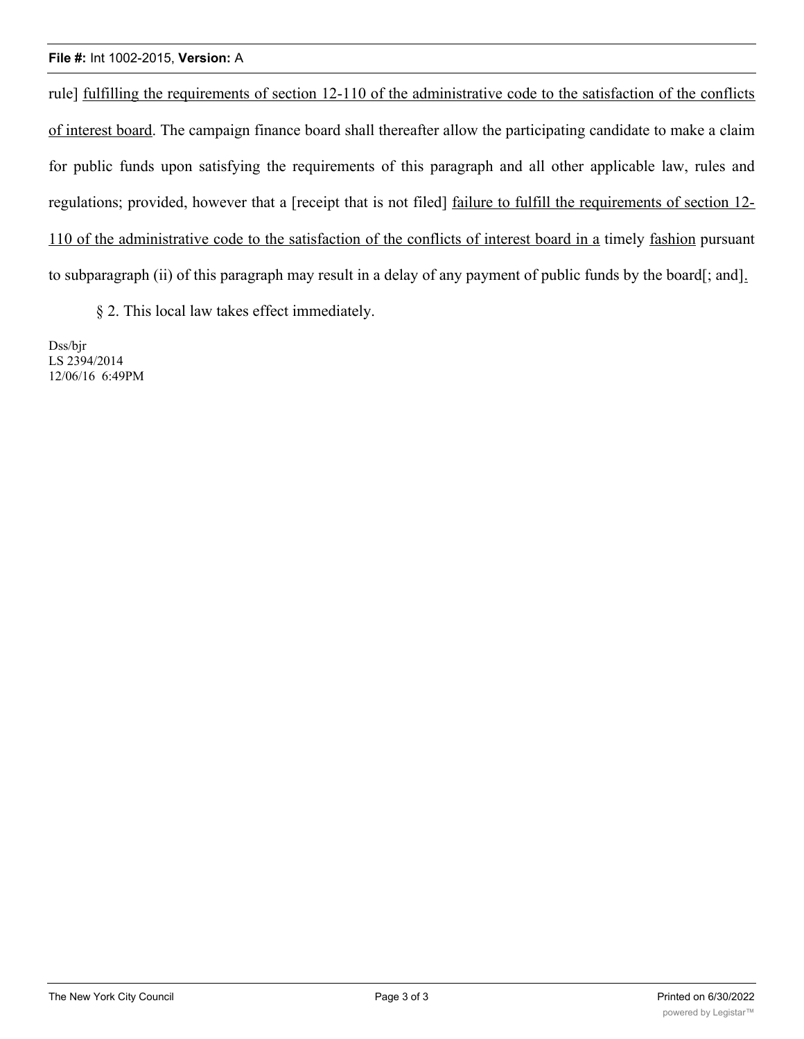rule] <u>fulfilling the requirements of section 12-110 of the administrative code to the satisfaction of the conflicts of interest board</u>. The campaign finance board shall thereafter allow the participating candidate to make a claim for public funds upon satisfying the requirements of this paragraph and all other applicable law, rules and regulations; provided, however that a [receipt that is not filed] <u>failure to fulfill the requirements of section 12-110 of the administrative code to the satisfaction of the conflicts of interest board in a</u> timely <u>fashion</u> pursuant to subparagraph (ii) of this paragraph may result in a delay of any payment of public funds by the board[; and]<u>.</u>

§ 2. This local law takes effect immediately.

Dss/bjr
LS 2394/2014
12/06/16 6:49PM